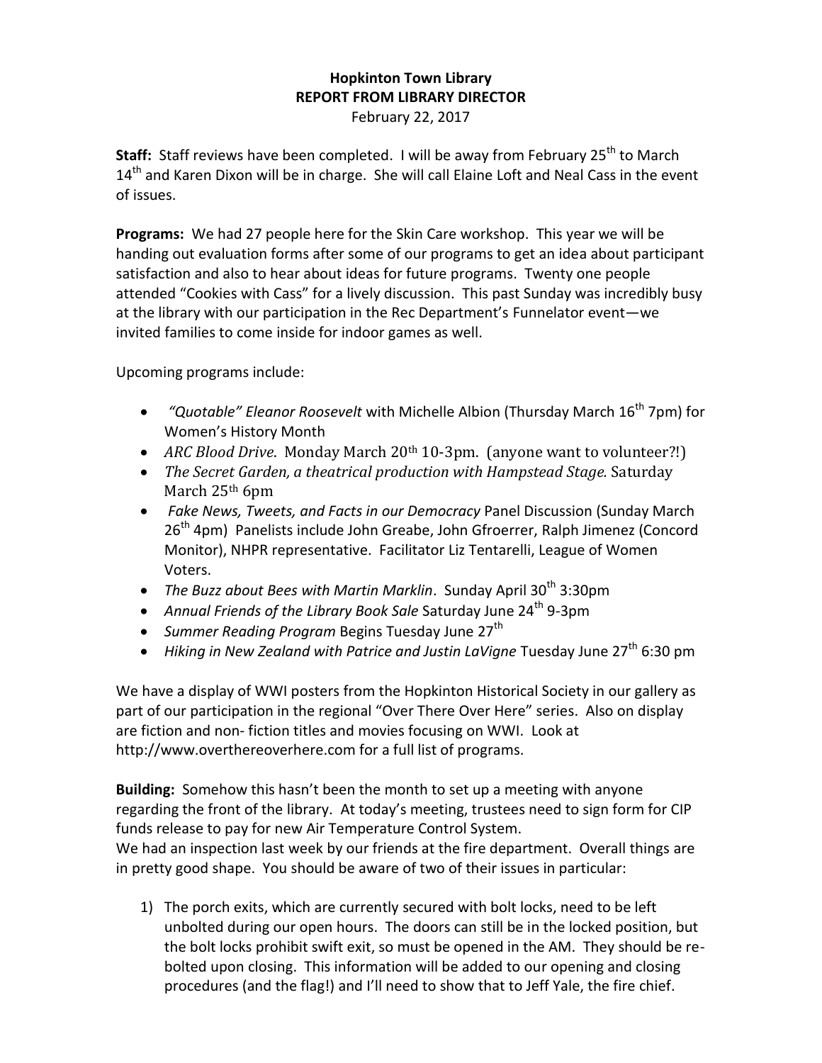**Hopkinton Town Library**
**REPORT FROM LIBRARY DIRECTOR**
February 22, 2017

**Staff:** Staff reviews have been completed. I will be away from February 25th to March 14th and Karen Dixon will be in charge. She will call Elaine Loft and Neal Cass in the event of issues.

**Programs:** We had 27 people here for the Skin Care workshop. This year we will be handing out evaluation forms after some of our programs to get an idea about participant satisfaction and also to hear about ideas for future programs. Twenty one people attended "Cookies with Cass" for a lively discussion. This past Sunday was incredibly busy at the library with our participation in the Rec Department's Funnelator event—we invited families to come inside for indoor games as well.

Upcoming programs include:

- *"Quotable" Eleanor Roosevelt* with Michelle Albion (Thursday March 16th 7pm) for Women's History Month
- *ARC Blood Drive*. Monday March 20th 10-3pm. (anyone want to volunteer?!)
- *The Secret Garden, a theatrical production with Hampstead Stage.* Saturday March 25th 6pm
- *Fake News, Tweets, and Facts in our Democracy* Panel Discussion (Sunday March 26th 4pm) Panelists include John Greabe, John Gfroerrer, Ralph Jimenez (Concord Monitor), NHPR representative. Facilitator Liz Tentarelli, League of Women Voters.
- *The Buzz about Bees with Martin Marklin*. Sunday April 30th 3:30pm
- *Annual Friends of the Library Book Sale* Saturday June 24th 9-3pm
- *Summer Reading Program* Begins Tuesday June 27th
- *Hiking in New Zealand with Patrice and Justin LaVigne* Tuesday June 27th 6:30 pm

We have a display of WWI posters from the Hopkinton Historical Society in our gallery as part of our participation in the regional "Over There Over Here" series. Also on display are fiction and non- fiction titles and movies focusing on WWI. Look at http://www.overthereoverhere.com for a full list of programs.

**Building:** Somehow this hasn't been the month to set up a meeting with anyone regarding the front of the library. At today's meeting, trustees need to sign form for CIP funds release to pay for new Air Temperature Control System.
We had an inspection last week by our friends at the fire department. Overall things are in pretty good shape. You should be aware of two of their issues in particular:

1) The porch exits, which are currently secured with bolt locks, need to be left unbolted during our open hours. The doors can still be in the locked position, but the bolt locks prohibit swift exit, so must be opened in the AM. They should be re-bolted upon closing. This information will be added to our opening and closing procedures (and the flag!) and I'll need to show that to Jeff Yale, the fire chief.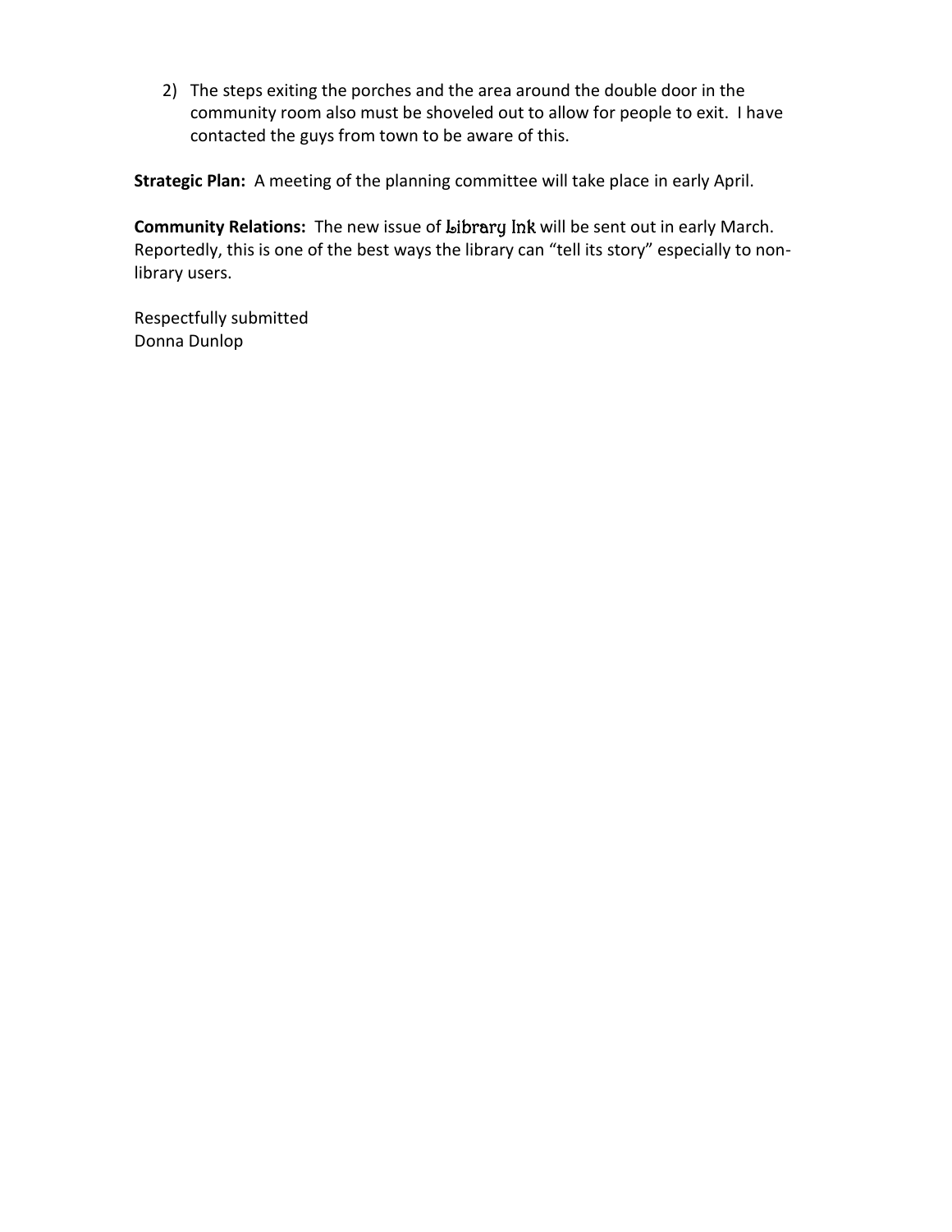2) The steps exiting the porches and the area around the double door in the community room also must be shoveled out to allow for people to exit. I have contacted the guys from town to be aware of this.

**Strategic Plan:** A meeting of the planning committee will take place in early April.

**Community Relations:** The new issue of Library Ink will be sent out in early March. Reportedly, this is one of the best ways the library can "tell its story" especially to non-library users.

Respectfully submitted
Donna Dunlop